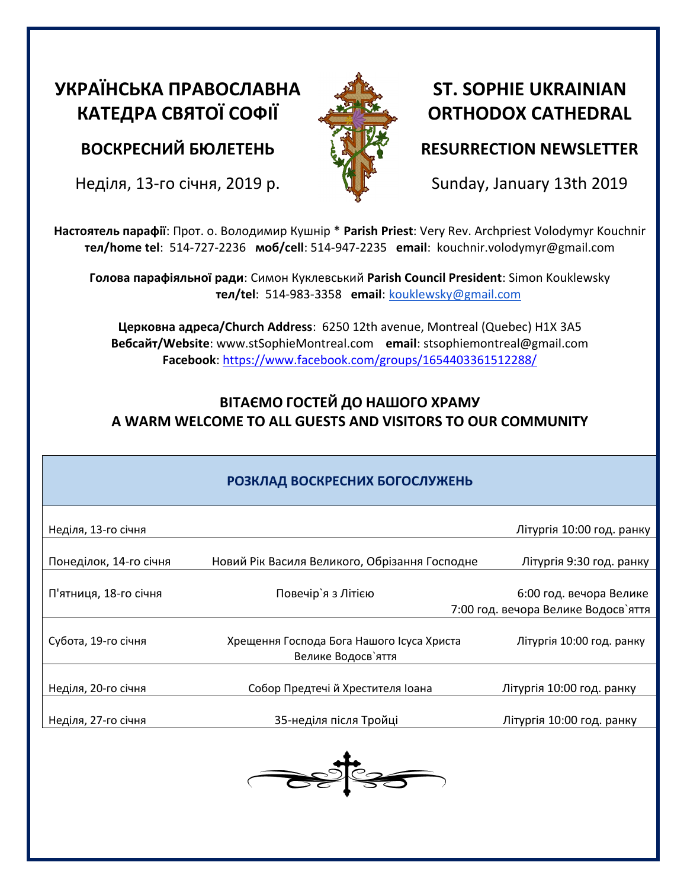# УКРАЇНСЬКА ПРАВОСЛАВНА КАТЕДРА СВЯТОЇ СОФІЇ

## ВОСКРЕСНИЙ БЮЛЕТЕНЬ

Неділя, 13-го січня, 2019 р.

# ST. SOPHIE UKRAINIAN ORTHODOX CATHEDRAL

## RESURRECTION NEWSLETTER

Sunday, January 13th 2019

**Настоятель парафії**: Прот. о. Володимир Кушнір * **Parish Priest**: Very Rev. Archpriest Volodymyr Kouchnir
**тел/home tel**: 514-727-2236 **моб/cell**: 514-947-2235 **email**: kouchnir.volodymyr@gmail.com

**Голова парафіяльної ради**: Симон Куклевський **Parish Council President**: Simon Kouklewsky
**тел/tel**: 514-983-3358 **email**: kouklewsky@gmail.com

**Церковна адреса/Church Address**: 6250 12th avenue, Montreal (Quebec) H1X 3A5
**Вебсайт/Website**: www.stSophieMontreal.com **email**: stsophiemontreal@gmail.com
**Facebook**: https://www.facebook.com/groups/1654403361512288/

**ВІТАЄМО ГОСТЕЙ ДО НАШОГО ХРАМУ**
**A WARM WELCOME TO ALL GUESTS AND VISITORS TO OUR COMMUNITY**

| **РОЗКЛАД ВОСКРЕСНИХ БОГОСЛУЖЕНЬ** | | |
|---|---|---|
| Неділя, 13-го січня | | Літургія 10:00 год. ранку |
| Понеділок, 14-го січня | Новий Рік Василя Великого, Обрізання Господне | Літургія 9:30 год. ранку |
| П'ятниця, 18-го січня | Повечір`я з Літією | 6:00 год. вечора Велике<br>7:00 год. вечора Велике Водосв`яття |
| Субота, 19-го січня | Хрещення Господа Бога Нашого Ісуса Христа<br>Велике Водосв`яття | Літургія 10:00 год. ранку |
| Неділя, 20-го січня | Собор Предтечі й Хрестителя Іоана | Літургія 10:00 год. ранку |
| Неділя, 27-го січня | 35-неділя після Тройці | Літургія 10:00 год. ранку |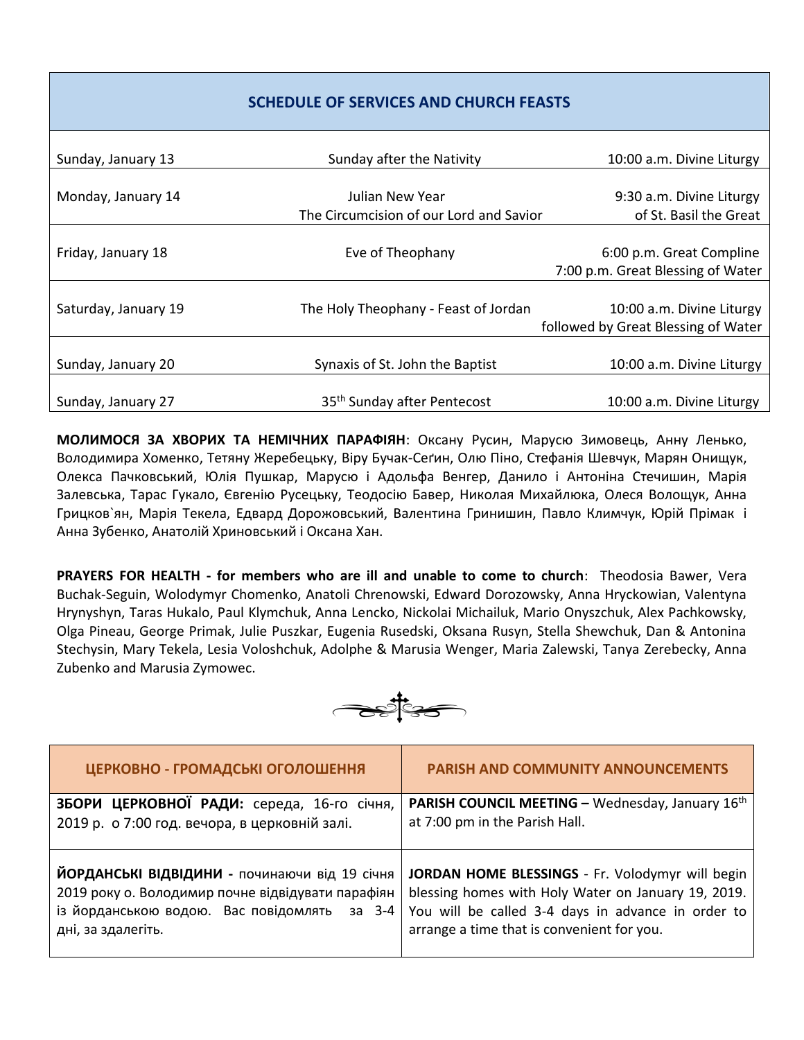## SCHEDULE OF SERVICES AND CHURCH FEASTS

| | | |
|---|---|---|
| Sunday, January 13 | Sunday after the Nativity | 10:00 a.m. Divine Liturgy |
| Monday, January 14 | Julian New Year<br>The Circumcision of our Lord and Savior | 9:30 a.m. Divine Liturgy of St. Basil the Great |
| Friday, January 18 | Eve of Theophany | 6:00 p.m. Great Compline<br>7:00 p.m. Great Blessing of Water |
| Saturday, January 19 | The Holy Theophany - Feast of Jordan | 10:00 a.m. Divine Liturgy followed by Great Blessing of Water |
| Sunday, January 20 | Synaxis of St. John the Baptist | 10:00 a.m. Divine Liturgy |
| Sunday, January 27 | 35th Sunday after Pentecost | 10:00 a.m. Divine Liturgy |

**МОЛИМОСЯ ЗА ХВОРИХ ТА НЕМІЧНИХ ПАРАФІЯН**: Оксану Русин, Марусю Зимовець, Анну Ленько, Володимира Хоменко, Тетяну Жеребецьку, Віру Бучак-Сеґин, Олю Піно, Стефанія Шевчук, Марян Онищук, Олекса Пачковський, Юлія Пушкар, Марусю і Адольфа Венгер, Данило і Антоніна Стечишин, Марія Залевська, Тарас Гукало, Євгенію Русецьку, Теодосію Бавер, Николая Михайлюка, Олеся Волощук, Анна Грицков`ян, Марія Текела, Едвард Дорожовський, Валентина Гринишин, Павло Климчук, Юрій Прімак і Анна Зубенко, Анатолій Хриновський і Оксана Хан.

**PRAYERS FOR HEALTH - for members who are ill and unable to come to church**: Theodosia Bawer, Vera Buchak-Seguin, Wolodymyr Chomenko, Anatoli Chrenowski, Edward Dorozowsky, Anna Hryckowian, Valentyna Hrynyshyn, Taras Hukalo, Paul Klymchuk, Anna Lencko, Nickolai Michailuk, Mario Onyszchuk, Alex Pachkowsky, Olga Pineau, George Primak, Julie Puszkar, Eugenia Rusedski, Oksana Rusyn, Stella Shewchuk, Dan & Antonina Stechysin, Mary Tekela, Lesia Voloshchuk, Adolphe & Marusia Wenger, Maria Zalewski, Tanya Zerebecky, Anna Zubenko and Marusia Zymowec.

| ЦЕРКОВНО - ГРОМАДСЬКІ ОГОЛОШЕННЯ | PARISH AND COMMUNITY ANNOUNCEMENTS |
|---|---|
| **ЗБОРИ ЦЕРКОВНОЇ РАДИ:** середа, 16-го січня, 2019 р. о 7:00 год. вечора, в церковній залі. | **PARISH COUNCIL MEETING –** Wednesday, January 16th at 7:00 pm in the Parish Hall. |
| **ЙОРДАНСЬКІ ВІДВІДИНИ -** починаючи від 19 січня 2019 року о. Володимир почне відвідувати парафіян із йорданською водою. Вас повідомлять за 3-4 дні, за здалегіть. | **JORDAN HOME BLESSINGS** - Fr. Volodymyr will begin blessing homes with Holy Water on January 19, 2019. You will be called 3-4 days in advance in order to arrange a time that is convenient for you. |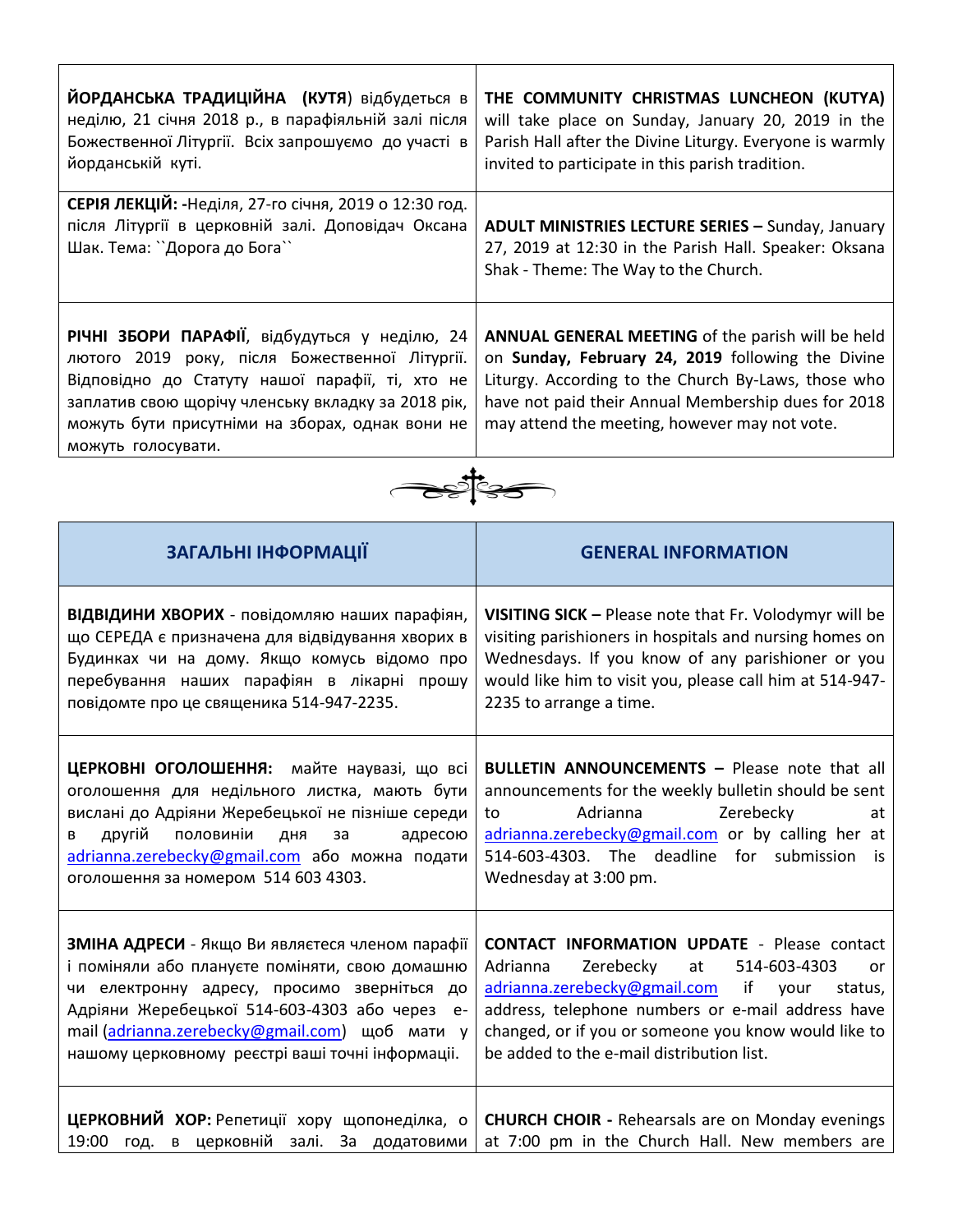| | |
|---|---|
| **ЙОРДАНСЬКА ТРАДИЦІЙНА (КУТЯ**) відбудеться в неділю, 21 січня 2018 р., в парафіяльній залі після Божественної Літургії. Всіх запрошуємо до участі в йорданській куті. | **THE COMMUNITY CHRISTMAS LUNCHEON (KUTYA)** will take place on Sunday, January 20, 2019 in the Parish Hall after the Divine Liturgy. Everyone is warmly invited to participate in this parish tradition. |
| **СЕРІЯ ЛЕКЦІЙ: -**Неділя, 27-го січня, 2019 о 12:30 год. після Літургії в церковній залі. Доповідач Оксана Шак. Тема: ``Дорога до Бога`` | **ADULT MINISTRIES LECTURE SERIES –** Sunday, January 27, 2019 at 12:30 in the Parish Hall. Speaker: Oksana Shak - Theme: The Way to the Church. |
| **РІЧНІ ЗБОРИ ПАРАФІЇ**, відбудуться у неділю, 24 лютого 2019 року, після Божественної Літургії. Відповідно до Статуту нашої парафії, ті, хто не заплатив свою щорічу членську вкладку за 2018 рік, можуть бути присутніми на зборах, однак вони не можуть голосувати. | **ANNUAL GENERAL MEETING** of the parish will be held on **Sunday, February 24, 2019** following the Divine Liturgy. According to the Church By-Laws, those who have not paid their Annual Membership dues for 2018 may attend the meeting, however may not vote. |

| **ЗАГАЛЬНІ ІНФОРМАЦІЇ** | **GENERAL INFORMATION** |
|---|---|
| **ВІДВІДИНИ ХВОРИХ** - повідомляю наших парафіян, що СЕРЕДА є призначена для відвідування хворих в Будинках чи на дому. Якщо комусь відомо про перебування наших парафіян в лікарні прошу повідомте про це священика 514-947-2235. | **VISITING SICK –** Please note that Fr. Volodymyr will be visiting parishioners in hospitals and nursing homes on Wednesdays. If you know of any parishioner or you would like him to visit you, please call him at 514-947-2235 to arrange a time. |
| **ЦЕРКОВНІ ОГОЛОШЕННЯ:** майте наувазі, що всі оголошення для недільного листка, мають бути вислані до Адріяни Жеребецької не пізніше середи в другій половиніи дня за адресою adrianna.zerebecky@gmail.com або можна подати оголошення за номером 514 603 4303. | **BULLETIN ANNOUNCEMENTS –** Please note that all announcements for the weekly bulletin should be sent to Adrianna Zerebecky at adrianna.zerebecky@gmail.com or by calling her at 514-603-4303. The deadline for submission is Wednesday at 3:00 pm. |
| **ЗМІНА АДРЕСИ** - Якщо Ви являєтеся членом парафії і поміняли або плануєте поміняти, свою домашню чи електронну адресу, просимо зверніться до Адріяни Жеребецької 514-603-4303 або через e-mail (adrianna.zerebecky@gmail.com) щоб мати у нашому церковному реєстрі ваші точні інформації. | **CONTACT INFORMATION UPDATE** - Please contact Adrianna Zerebecky at 514-603-4303 or adrianna.zerebecky@gmail.com if your status, address, telephone numbers or e-mail address have changed, or if you or someone you know would like to be added to the e-mail distribution list. |
| **ЦЕРКОВНИЙ ХОР:** Репетиції хору щопонеділка, о 19:00 год. в церковній залі. За додатовими | **CHURCH CHOIR -** Rehearsals are on Monday evenings at 7:00 pm in the Church Hall. New members are |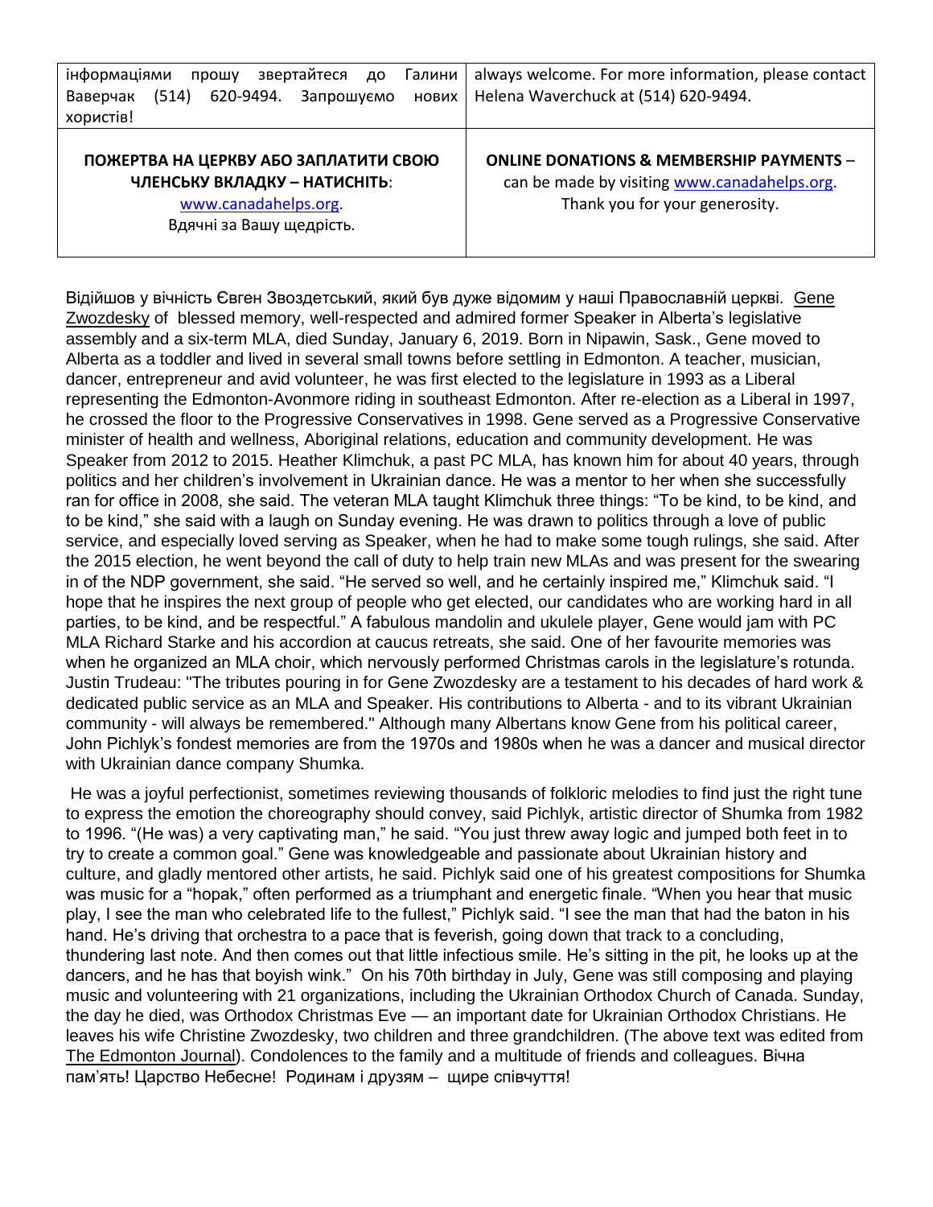| інформаціями прошу звертайтеся до Галини Ваверчак (514) 620-9494. Запрошуємо нових хористів! | always welcome. For more information, please contact Helena Waverchuck at (514) 620-9494. |
| --- | --- |
| **ПОЖЕРТВА НА ЦЕРКВУ АБО ЗАПЛАТИТИ СВОЮ ЧЛЕНСЬКУ ВКЛАДКУ – НАТИСНІТЬ**: www.canadahelps.org. Вдячні за Вашу щедрість. | **ONLINE DONATIONS & MEMBERSHIP PAYMENTS** – can be made by visiting www.canadahelps.org. Thank you for your generosity. |

Відійшов у вічність Євген Звоздетський, який був дуже відомим у наші Православній церкві. Gene Zwozdesky of blessed memory, well-respected and admired former Speaker in Alberta's legislative assembly and a six-term MLA, died Sunday, January 6, 2019. Born in Nipawin, Sask., Gene moved to Alberta as a toddler and lived in several small towns before settling in Edmonton. A teacher, musician, dancer, entrepreneur and avid volunteer, he was first elected to the legislature in 1993 as a Liberal representing the Edmonton-Avonmore riding in southeast Edmonton. After re-election as a Liberal in 1997, he crossed the floor to the Progressive Conservatives in 1998. Gene served as a Progressive Conservative minister of health and wellness, Aboriginal relations, education and community development. He was Speaker from 2012 to 2015. Heather Klimchuk, a past PC MLA, has known him for about 40 years, through politics and her children's involvement in Ukrainian dance. He was a mentor to her when she successfully ran for office in 2008, she said. The veteran MLA taught Klimchuk three things: "To be kind, to be kind, and to be kind," she said with a laugh on Sunday evening. He was drawn to politics through a love of public service, and especially loved serving as Speaker, when he had to make some tough rulings, she said. After the 2015 election, he went beyond the call of duty to help train new MLAs and was present for the swearing in of the NDP government, she said. "He served so well, and he certainly inspired me," Klimchuk said. "I hope that he inspires the next group of people who get elected, our candidates who are working hard in all parties, to be kind, and be respectful." A fabulous mandolin and ukulele player, Gene would jam with PC MLA Richard Starke and his accordion at caucus retreats, she said. One of her favourite memories was when he organized an MLA choir, which nervously performed Christmas carols in the legislature's rotunda. Justin Trudeau: "The tributes pouring in for Gene Zwozdesky are a testament to his decades of hard work & dedicated public service as an MLA and Speaker. His contributions to Alberta - and to its vibrant Ukrainian community - will always be remembered." Although many Albertans know Gene from his political career, John Pichlyk's fondest memories are from the 1970s and 1980s when he was a dancer and musical director with Ukrainian dance company Shumka.

He was a joyful perfectionist, sometimes reviewing thousands of folkloric melodies to find just the right tune to express the emotion the choreography should convey, said Pichlyk, artistic director of Shumka from 1982 to 1996. "(He was) a very captivating man," he said. "You just threw away logic and jumped both feet in to try to create a common goal." Gene was knowledgeable and passionate about Ukrainian history and culture, and gladly mentored other artists, he said. Pichlyk said one of his greatest compositions for Shumka was music for a "hopak," often performed as a triumphant and energetic finale. "When you hear that music play, I see the man who celebrated life to the fullest," Pichlyk said. "I see the man that had the baton in his hand. He's driving that orchestra to a pace that is feverish, going down that track to a concluding, thundering last note. And then comes out that little infectious smile. He's sitting in the pit, he looks up at the dancers, and he has that boyish wink." On his 70th birthday in July, Gene was still composing and playing music and volunteering with 21 organizations, including the Ukrainian Orthodox Church of Canada. Sunday, the day he died, was Orthodox Christmas Eve — an important date for Ukrainian Orthodox Christians. He leaves his wife Christine Zwozdesky, two children and three grandchildren. (The above text was edited from The Edmonton Journal). Condolences to the family and a multitude of friends and colleagues. Вічна пам'ять! Царство Небесне! Родинам і друзям – щире співчуття!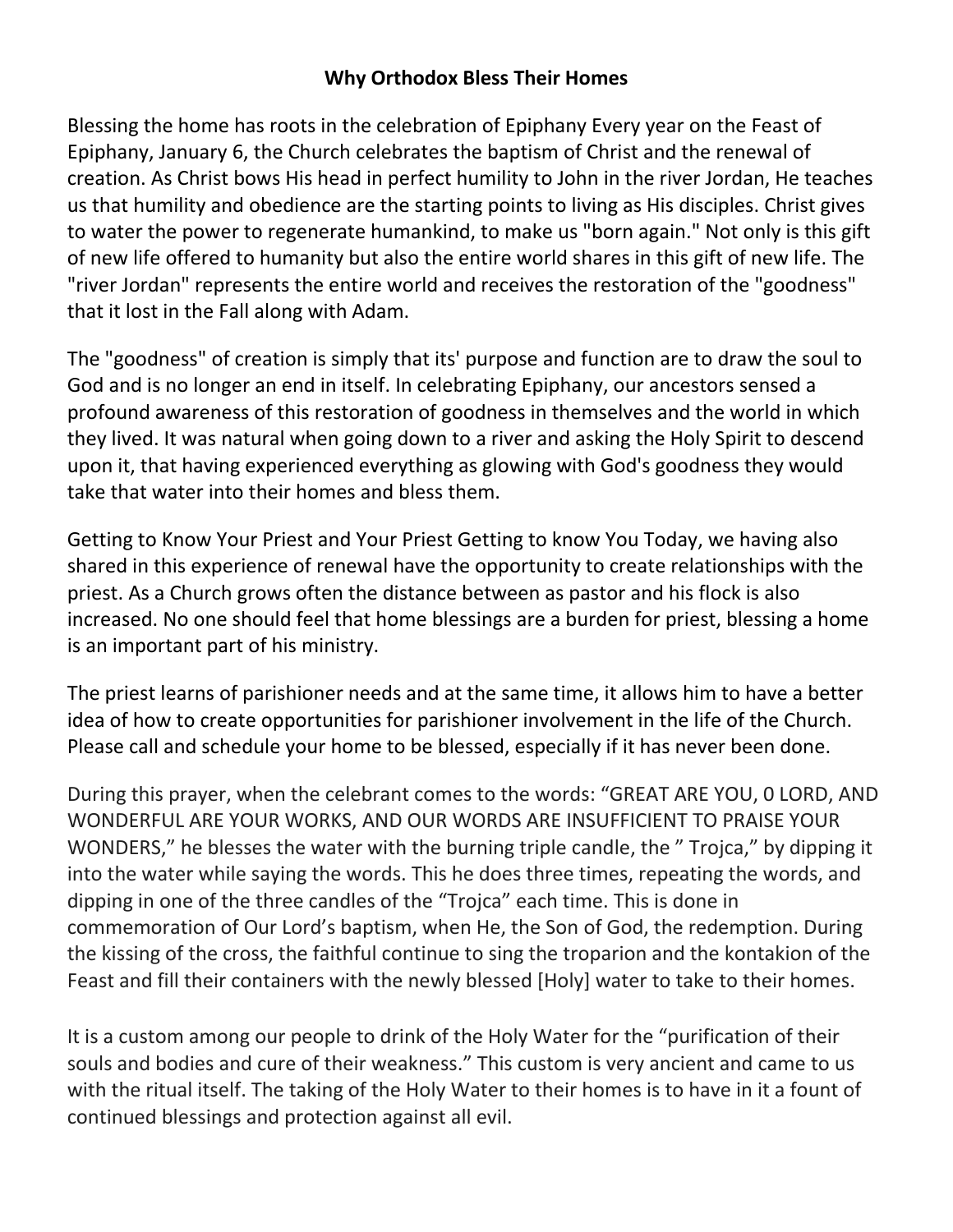**Why Orthodox Bless Their Homes**

Blessing the home has roots in the celebration of Epiphany Every year on the Feast of Epiphany, January 6, the Church celebrates the baptism of Christ and the renewal of creation. As Christ bows His head in perfect humility to John in the river Jordan, He teaches us that humility and obedience are the starting points to living as His disciples. Christ gives to water the power to regenerate humankind, to make us "born again." Not only is this gift of new life offered to humanity but also the entire world shares in this gift of new life. The "river Jordan" represents the entire world and receives the restoration of the "goodness" that it lost in the Fall along with Adam.

The "goodness" of creation is simply that its' purpose and function are to draw the soul to God and is no longer an end in itself. In celebrating Epiphany, our ancestors sensed a profound awareness of this restoration of goodness in themselves and the world in which they lived. It was natural when going down to a river and asking the Holy Spirit to descend upon it, that having experienced everything as glowing with God's goodness they would take that water into their homes and bless them.

Getting to Know Your Priest and Your Priest Getting to know You Today, we having also shared in this experience of renewal have the opportunity to create relationships with the priest. As a Church grows often the distance between as pastor and his flock is also increased. No one should feel that home blessings are a burden for priest, blessing a home is an important part of his ministry.

The priest learns of parishioner needs and at the same time, it allows him to have a better idea of how to create opportunities for parishioner involvement in the life of the Church. Please call and schedule your home to be blessed, especially if it has never been done.

During this prayer, when the celebrant comes to the words: “GREAT ARE YOU, 0 LORD, AND WONDERFUL ARE YOUR WORKS, AND OUR WORDS ARE INSUFFICIENT TO PRAISE YOUR WONDERS,” he blesses the water with the burning triple candle, the ” Trojca,” by dipping it into the water while saying the words. This he does three times, repeating the words, and dipping in one of the three candles of the “Trojca” each time. This is done in commemoration of Our Lord’s baptism, when He, the Son of God, the redemption. During the kissing of the cross, the faithful continue to sing the troparion and the kontakion of the Feast and fill their containers with the newly blessed [Holy] water to take to their homes.

It is a custom among our people to drink of the Holy Water for the “purification of their souls and bodies and cure of their weakness.” This custom is very ancient and came to us with the ritual itself. The taking of the Holy Water to their homes is to have in it a fount of continued blessings and protection against all evil.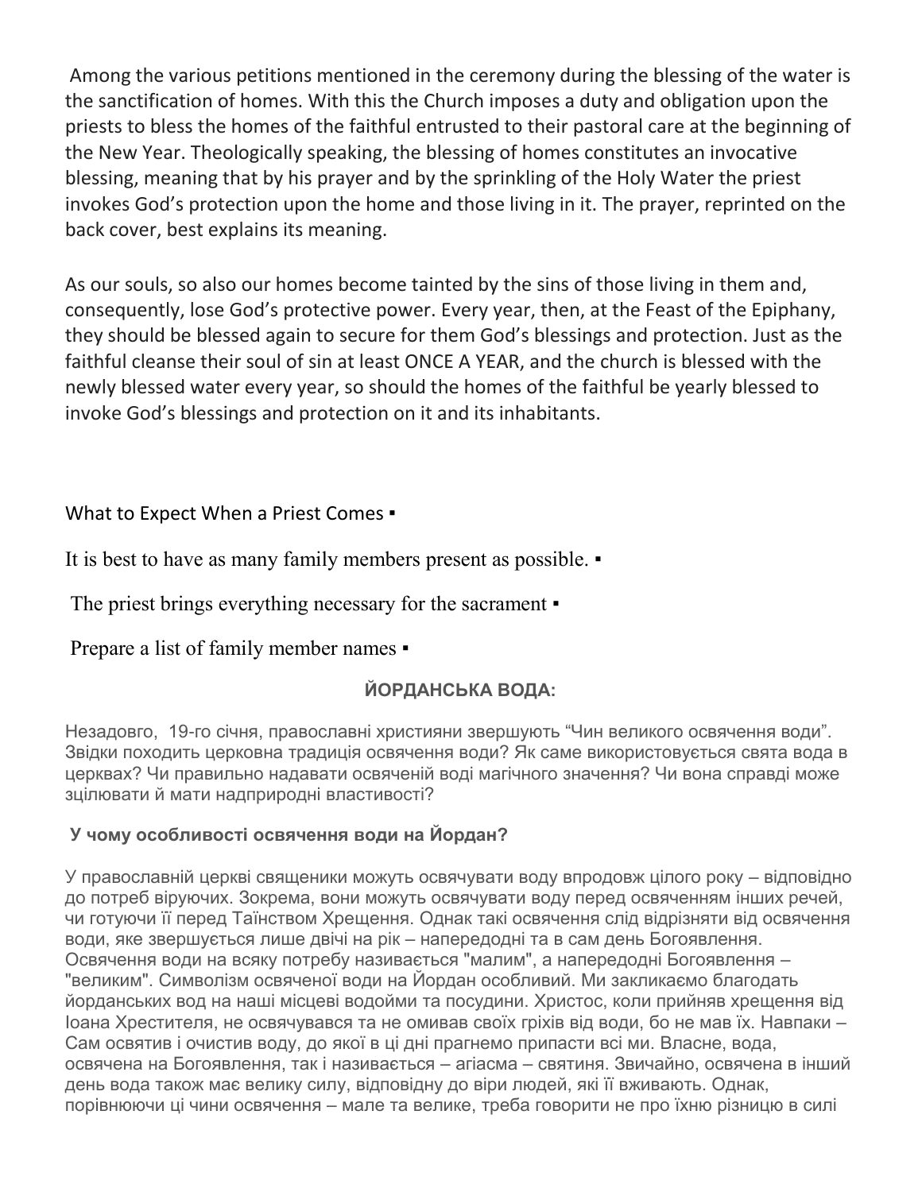Among the various petitions mentioned in the ceremony during the blessing of the water is the sanctification of homes. With this the Church imposes a duty and obligation upon the priests to bless the homes of the faithful entrusted to their pastoral care at the beginning of the New Year. Theologically speaking, the blessing of homes constitutes an invocative blessing, meaning that by his prayer and by the sprinkling of the Holy Water the priest invokes God's protection upon the home and those living in it. The prayer, reprinted on the back cover, best explains its meaning.

As our souls, so also our homes become tainted by the sins of those living in them and, consequently, lose God's protective power. Every year, then, at the Feast of the Epiphany, they should be blessed again to secure for them God's blessings and protection. Just as the faithful cleanse their soul of sin at least ONCE A YEAR, and the church is blessed with the newly blessed water every year, so should the homes of the faithful be yearly blessed to invoke God's blessings and protection on it and its inhabitants.

What to Expect When a Priest Comes ▪

It is best to have as many family members present as possible. ▪

The priest brings everything necessary for the sacrament ▪

Prepare a list of family member names ▪

**ЙОРДАНСЬКА ВОДА:**

Незадовго, 19-го січня, православні християни звершують "Чин великого освячення води". Звідки походить церковна традиція освячення води? Як саме використовується свята вода в церквах? Чи правильно надавати освяченій воді магічного значення? Чи вона справді може зцілювати й мати надприродні властивості?

**У чому особливості освячення води на Йордан?**

У православній церкві священики можуть освячувати воду впродовж цілого року – відповідно до потреб віруючих. Зокрема, вони можуть освячувати воду перед освяченням інших речей, чи готуючи її перед Таїнством Хрещення. Однак такі освячення слід відрізняти від освячення води, яке звершується лише двічі на рік – напередодні та в сам день Богоявлення. Освячення води на всяку потребу називається "малим", а напередодні Богоявлення – "великим". Символізм освяченої води на Йордан особливий. Ми закликаємо благодать йорданських вод на наші місцеві водойми та посудини. Христос, коли прийняв хрещення від Іоана Хрестителя, не освячувався та не омивав своїх гріхів від води, бо не мав їх. Навпаки – Сам освятив і очистив воду, до якої в ці дні прагнемо припасти всі ми. Власне, вода, освячена на Богоявлення, так і називається – агіасма – святиня. Звичайно, освячена в інший день вода також має велику силу, відповідну до віри людей, які її вживають. Однак, порівнюючи ці чини освячення – мале та велике, треба говорити не про їхню різницю в силі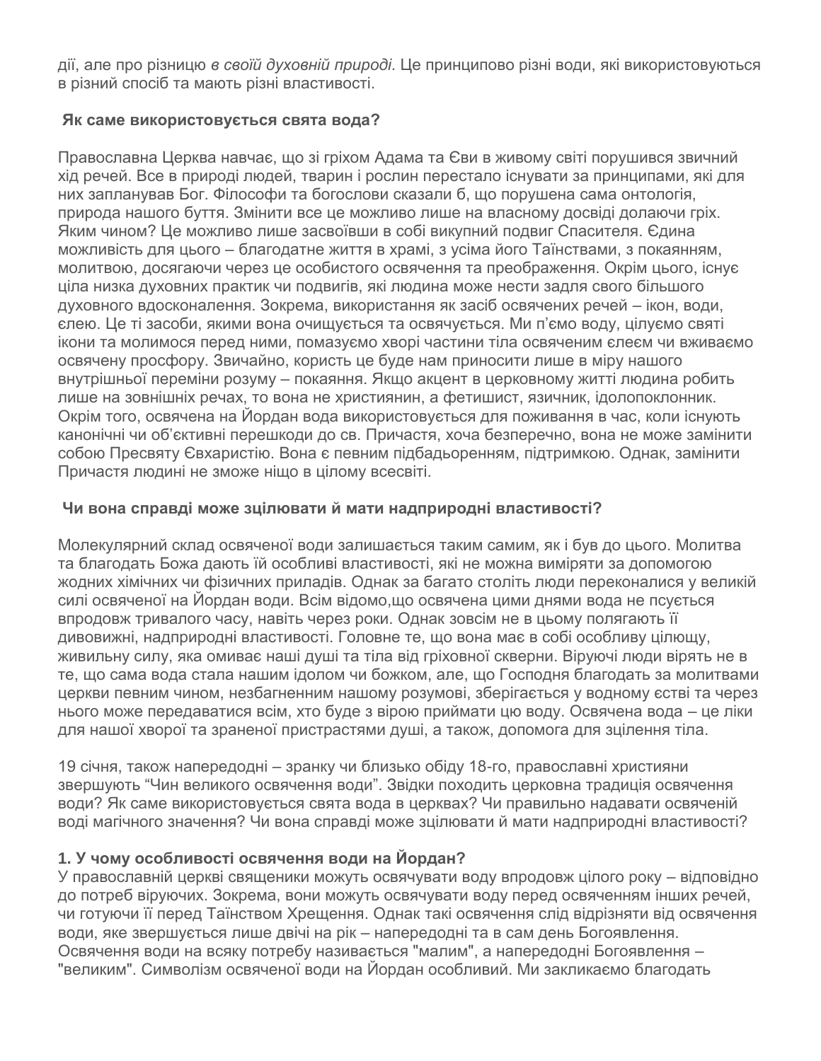дії, але про різницю *в своїй духовній природі*. Це принципово різні води, які використовуються в різний спосіб та мають різні властивості.

## Як саме використовується свята вода?

Православна Церква навчає, що зі гріхом Адама та Єви в живому світі порушився звичний хід речей. Все в природі людей, тварин і рослин перестало існувати за принципами, які для них запланував Бог. Філософи та богослови сказали б, що порушена сама онтологія, природа нашого буття. Змінити все це можливо лише на власному досвіді долаючи гріх. Яким чином? Це можливо лише засвоївши в собі викупний подвиг Спасителя. Єдина можливість для цього – благодатне життя в храмі, з усіма його Таїнствами, з покаянням, молитвою, досягаючи через це особистого освячення та преображення. Окрім цього, існує ціла низка духовних практик чи подвигів, які людина може нести задля свого більшого духовного вдосконалення. Зокрема, використання як засіб освячених речей – ікон, води, єлею. Це ті засоби, якими вона очищується та освячується. Ми п'ємо воду, цілуємо святі ікони та молимося перед ними, помазуємо хворі частини тіла освяченим єлеєм чи вживаємо освячену просфору. Звичайно, користь це буде нам приносити лише в міру нашого внутрішньої переміни розуму – покаяння. Якщо акцент в церковному житті людина робить лише на зовнішніх речах, то вона не християнин, а фетишист, язичник, ідолопоклонник. Окрім того, освячена на Йордан вода використовується для поживання в час, коли існують канонічні чи об'єктивні перешкоди до св. Причастя, хоча безперечно, вона не може замінити собою Пресвяту Євхаристію. Вона є певним підбадьоренням, підтримкою. Однак, замінити Причастя людині не зможе ніщо в цілому всесвіті.

## Чи вона справді може зцілювати й мати надприродні властивості?

Молекулярний склад освяченої води залишається таким самим, як і був до цього. Молитва та благодать Божа дають їй особливі властивості, які не можна виміряти за допомогою жодних хімічних чи фізичних приладів. Однак за багато століть люди переконалися у великій силі освяченої на Йордан води. Всім відомо,що освячена цими днями вода не псується впродовж тривалого часу, навіть через роки. Однак зовсім не в цьому полягають її дивовижні, надприродні властивості. Головне те, що вона має в собі особливу цілющу, живильну силу, яка омиває наші душі та тіла від гріховної скверни. Віруючі люди вірять не в те, що сама вода стала нашим ідолом чи божком, але, що Господня благодать за молитвами церкви певним чином, незбагненним нашому розумові, зберігається у водному єстві та через нього може передаватися всім, хто буде з вірою приймати цю воду. Освячена вода – це ліки для нашої хворої та зраненої пристрастями душі, а також, допомога для зцілення тіла.

19 січня, також напередодні – зранку чи близько обіду 18-го, православні християни звершують "Чин великого освячення води". Звідки походить церковна традиція освячення води? Як саме використовується свята вода в церквах? Чи правильно надавати освяченій воді магічного значення? Чи вона справді може зцілювати й мати надприродні властивості?

## 1. У чому особливості освячення води на Йордан?

У православній церкві священики можуть освячувати воду впродовж цілого року – відповідно до потреб віруючих. Зокрема, вони можуть освячувати воду перед освяченням інших речей, чи готуючи її перед Таїнством Хрещення. Однак такі освячення слід відрізняти від освячення води, яке звершується лише двічі на рік – напередодні та в сам день Богоявлення. Освячення води на всяку потребу називається "малим", а напередодні Богоявлення – "великим". Символізм освяченої води на Йордан особливий. Ми закликаємо благодать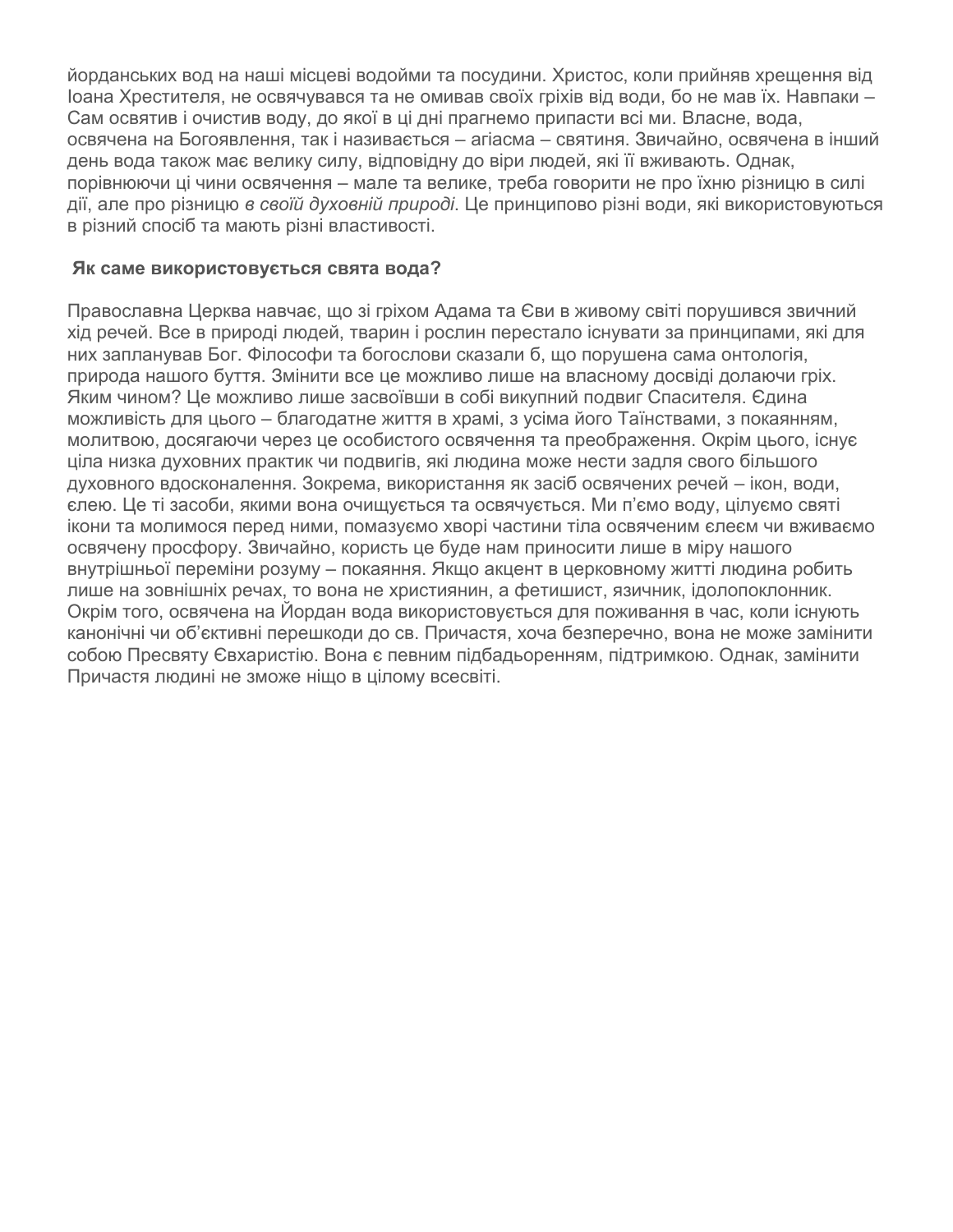йорданських вод на наші місцеві водойми та посудини. Христос, коли прийняв хрещення від Іоана Хрестителя, не освячувався та не омивав своїх гріхів від води, бо не мав їх. Навпаки – Сам освятив і очистив воду, до якої в ці дні прагнемо припасти всі ми. Власне, вода, освячена на Богоявлення, так і називається – агіасма – святиня. Звичайно, освячена в інший день вода також має велику силу, відповідну до віри людей, які її вживають. Однак, порівнюючи ці чини освячення – мале та велике, треба говорити не про їхню різницю в силі дії, але про різницю *в своїй духовній природі*. Це принципово різні води, які використовуються в різний спосіб та мають різні властивості.

### Як саме використовується свята вода?

Православна Церква навчає, що зі гріхом Адама та Єви в живому світі порушився звичний хід речей. Все в природі людей, тварин і рослин перестало існувати за принципами, які для них запланував Бог. Філософи та богослови сказали б, що порушена сама онтологія, природа нашого буття. Змінити все це можливо лише на власному досвіді долаючи гріх. Яким чином? Це можливо лише засвоївши в собі викупний подвиг Спасителя. Єдина можливість для цього – благодатне життя в храмі, з усіма його Таїнствами, з покаянням, молитвою, досягаючи через це особистого освячення та преображення. Окрім цього, існує ціла низка духовних практик чи подвигів, які людина може нести задля свого більшого духовного вдосконалення. Зокрема, використання як засіб освячених речей – ікон, води, єлею. Це ті засоби, якими вона очищується та освячується. Ми п'ємо воду, цілуємо святі ікони та молимося перед ними, помазуємо хворі частини тіла освяченим єлеєм чи вживаємо освячену просфору. Звичайно, користь це буде нам приносити лише в міру нашого внутрішньої переміни розуму – покаяння. Якщо акцент в церковному житті людина робить лише на зовнішніх речах, то вона не християнин, а фетишист, язичник, ідолопоклонник. Окрім того, освячена на Йордан вода використовується для поживання в час, коли існують канонічні чи об'єктивні перешкоди до св. Причастя, хоча безперечно, вона не може замінити собою Пресвяту Євхаристію. Вона є певним підбадьоренням, підтримкою. Однак, замінити Причастя людині не зможе ніщо в цілому всесвіті.